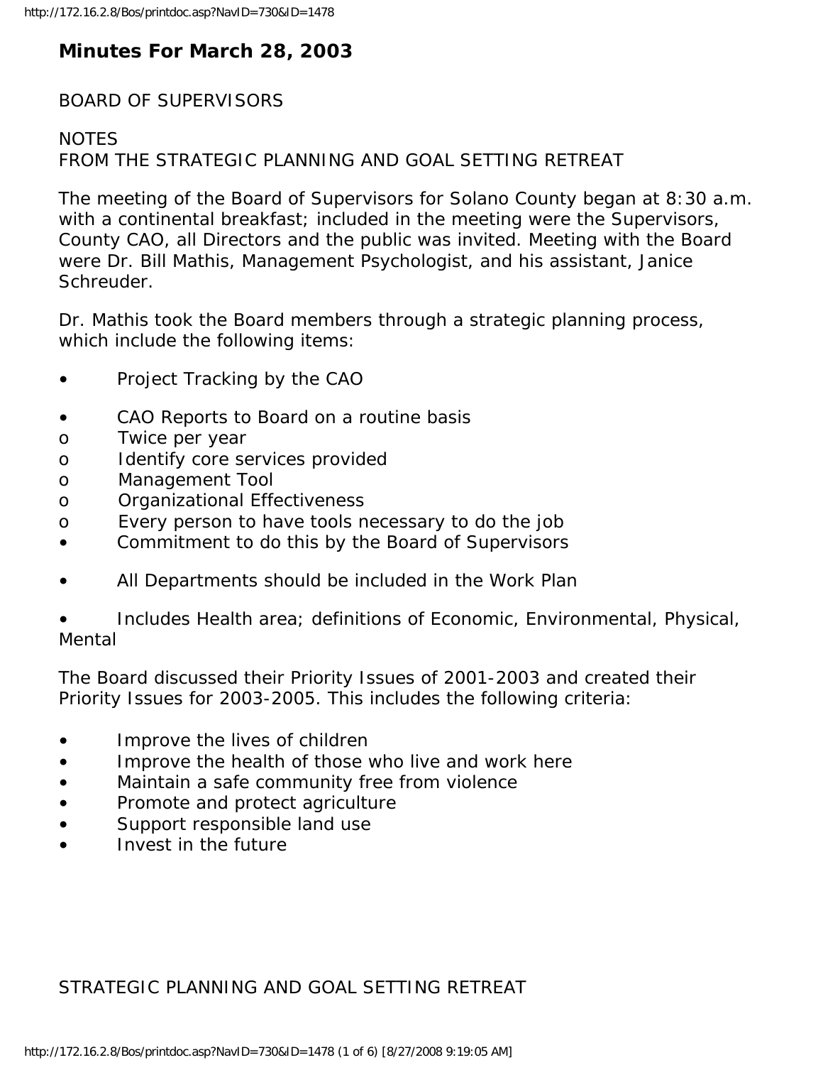## Minutes For March 28, 2003

BOARD OF SUPERVISORS

NOTES
FROM THE STRATEGIC PLANNING AND GOAL SETTING RETREAT

The meeting of the Board of Supervisors for Solano County began at 8:30 a.m. with a continental breakfast; included in the meeting were the Supervisors, County CAO, all Directors and the public was invited. Meeting with the Board were Dr. Bill Mathis, Management Psychologist, and his assistant, Janice Schreuder.

Dr. Mathis took the Board members through a strategic planning process, which include the following items:

- Project Tracking by the CAO
- CAO Reports to Board on a routine basis
  - Twice per year
  - Identify core services provided
  - Management Tool
  - Organizational Effectiveness
  - Every person to have tools necessary to do the job
- Commitment to do this by the Board of Supervisors
- All Departments should be included in the Work Plan
- Includes Health area; definitions of Economic, Environmental, Physical, Mental

The Board discussed their Priority Issues of 2001-2003 and created their Priority Issues for 2003-2005. This includes the following criteria:

- Improve the lives of children
- Improve the health of those who live and work here
- Maintain a safe community free from violence
- Promote and protect agriculture
- Support responsible land use
- Invest in the future

STRATEGIC PLANNING AND GOAL SETTING RETREAT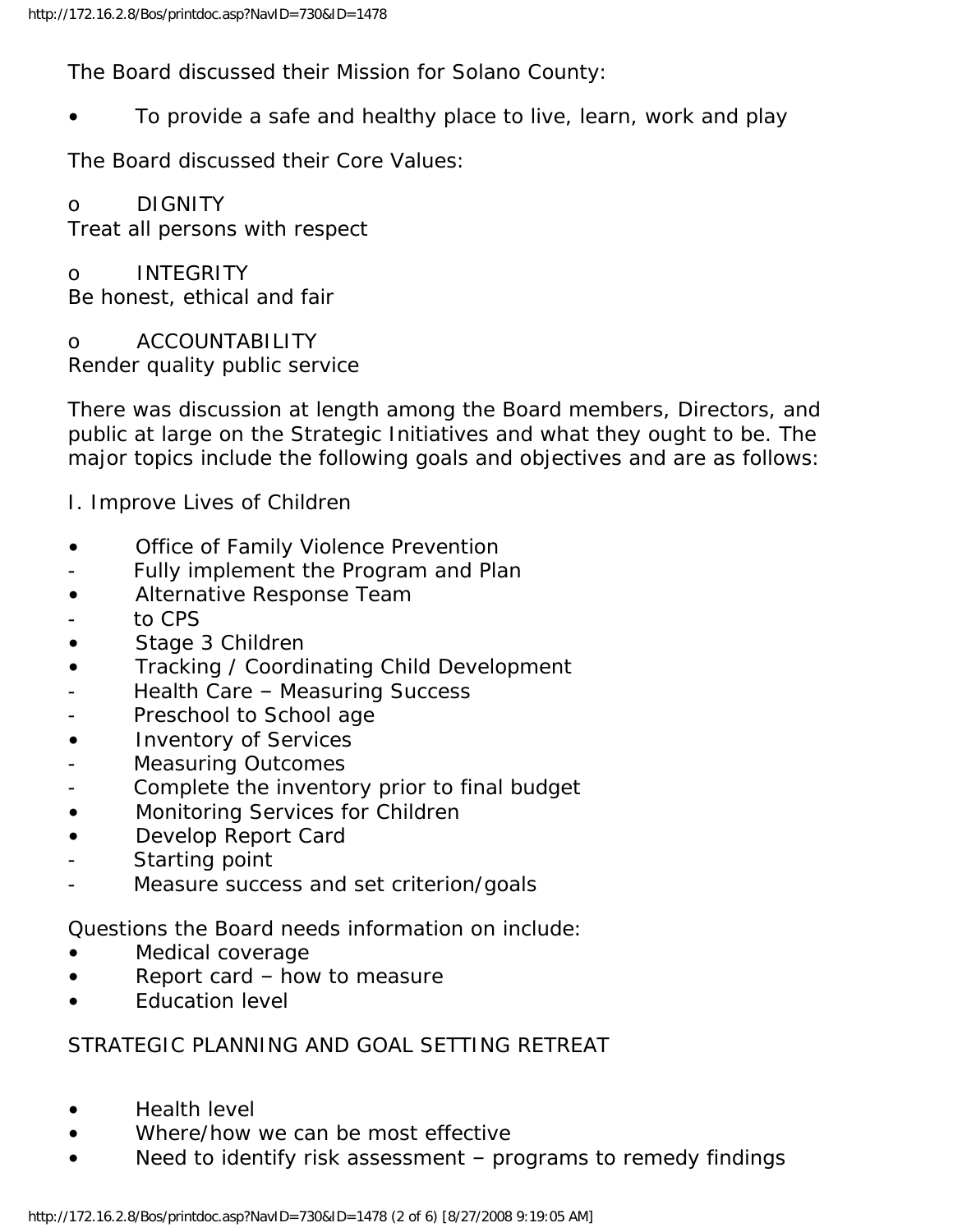The Board discussed their Mission for Solano County:

- To provide a safe and healthy place to live, learn, work and play

The Board discussed their Core Values:

- DIGNITY
Treat all persons with respect

- INTEGRITY
Be honest, ethical and fair

- ACCOUNTABILITY
Render quality public service

There was discussion at length among the Board members, Directors, and public at large on the Strategic Initiatives and what they ought to be. The major topics include the following goals and objectives and are as follows:

I. Improve Lives of Children

- Office of Family Violence Prevention
  - Fully implement the Program and Plan
- Alternative Response Team
  - to CPS
- Stage 3 Children
- Tracking / Coordinating Child Development
  - Health Care – Measuring Success
  - Preschool to School age
- Inventory of Services
  - Measuring Outcomes
  - Complete the inventory prior to final budget
- Monitoring Services for Children
- Develop Report Card
  - Starting point
  - Measure success and set criterion/goals

Questions the Board needs information on include:

- Medical coverage
- Report card – how to measure
- Education level

STRATEGIC PLANNING AND GOAL SETTING RETREAT

- Health level
- Where/how we can be most effective
- Need to identify risk assessment – programs to remedy findings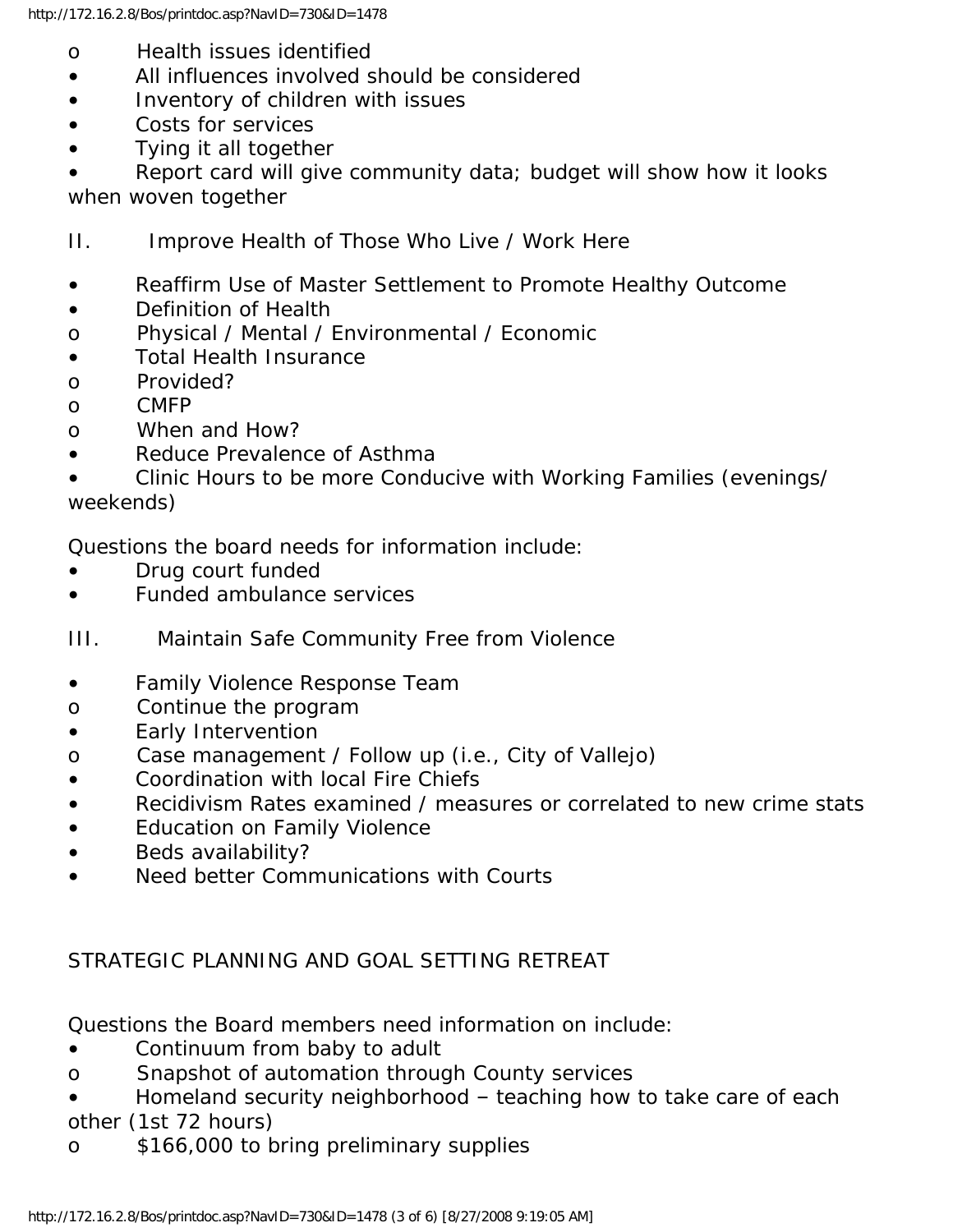- Health issues identified
- All influences involved should be considered
- Inventory of children with issues
- Costs for services
- Tying it all together
- Report card will give community data; budget will show how it looks when woven together

II. Improve Health of Those Who Live / Work Here

- Reaffirm Use of Master Settlement to Promote Healthy Outcome
- Definition of Health
  - Physical / Mental / Environmental / Economic
- Total Health Insurance
  - Provided?
  - CMFP
  - When and How?
- Reduce Prevalence of Asthma
- Clinic Hours to be more Conducive with Working Families (evenings/ weekends)

Questions the board needs for information include:

- Drug court funded
- Funded ambulance services

III. Maintain Safe Community Free from Violence

- Family Violence Response Team
  - Continue the program
- Early Intervention
  - Case management / Follow up (i.e., City of Vallejo)
- Coordination with local Fire Chiefs
- Recidivism Rates examined / measures or correlated to new crime stats
- Education on Family Violence
- Beds availability?
- Need better Communications with Courts

STRATEGIC PLANNING AND GOAL SETTING RETREAT

Questions the Board members need information on include:

- Continuum from baby to adult
  - Snapshot of automation through County services
- Homeland security neighborhood – teaching how to take care of each other (1st 72 hours)
  - $166,000 to bring preliminary supplies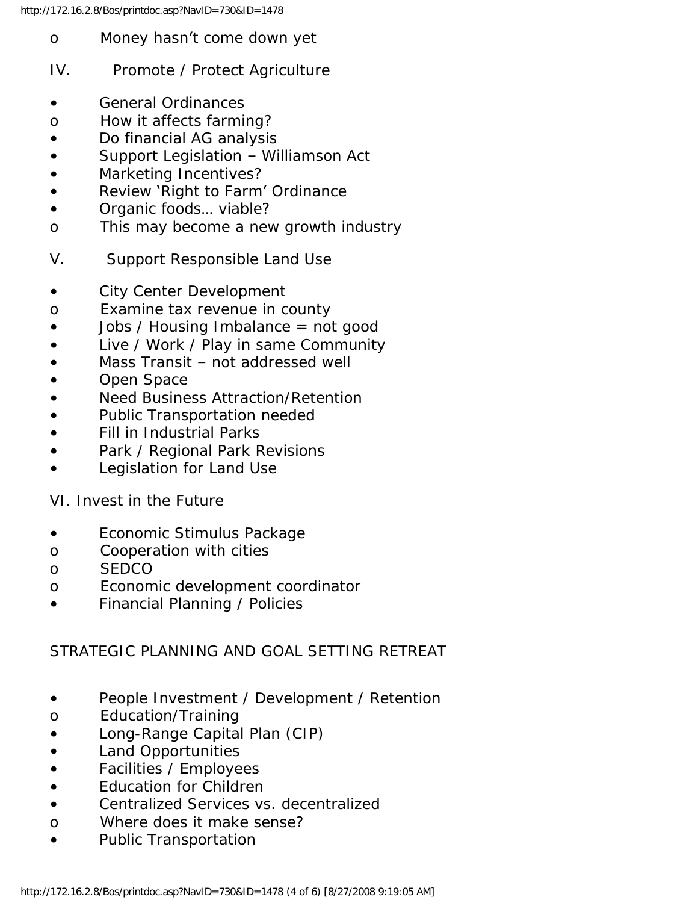- Money hasn't come down yet

IV. Promote / Protect Agriculture

- General Ordinances
  - How it affects farming?
- Do financial AG analysis
- Support Legislation – Williamson Act
- Marketing Incentives?
- Review 'Right to Farm' Ordinance
- Organic foods… viable?
  - This may become a new growth industry

V. Support Responsible Land Use

- City Center Development
  - Examine tax revenue in county
- Jobs / Housing Imbalance = not good
- Live / Work / Play in same Community
- Mass Transit – not addressed well
- Open Space
- Need Business Attraction/Retention
- Public Transportation needed
- Fill in Industrial Parks
- Park / Regional Park Revisions
- Legislation for Land Use

VI. Invest in the Future

- Economic Stimulus Package
  - Cooperation with cities
  - SEDCO
  - Economic development coordinator
- Financial Planning / Policies

STRATEGIC PLANNING AND GOAL SETTING RETREAT

- People Investment / Development / Retention
  - Education/Training
- Long-Range Capital Plan (CIP)
- Land Opportunities
- Facilities / Employees
- Education for Children
- Centralized Services vs. decentralized
  - Where does it make sense?
- Public Transportation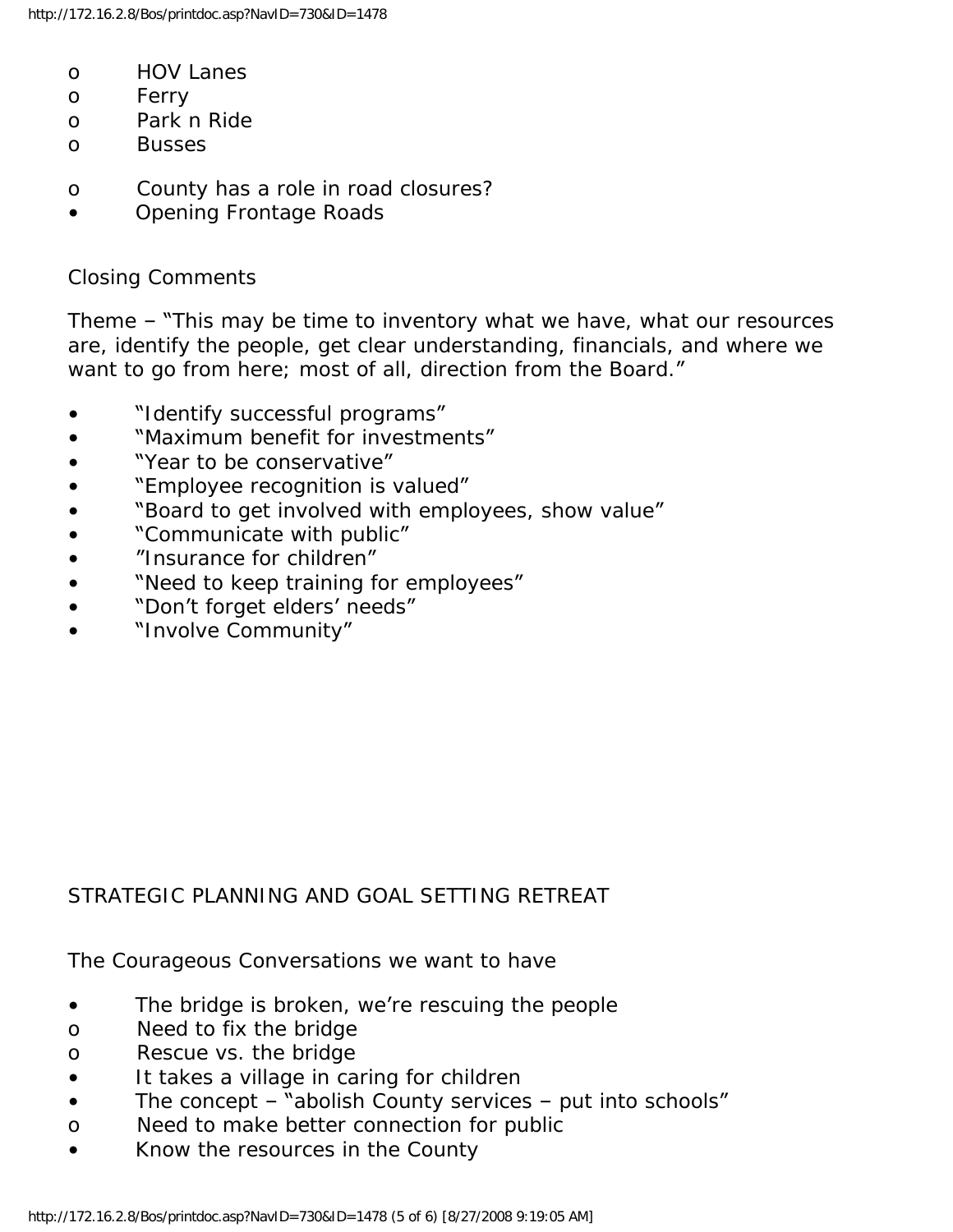- HOV Lanes
- Ferry
- Park n Ride
- Busses

- County has a role in road closures?

- Opening Frontage Roads

Closing Comments

Theme – "This may be time to inventory what we have, what our resources are, identify the people, get clear understanding, financials, and where we want to go from here; most of all, direction from the Board."

- "Identify successful programs"
- "Maximum benefit for investments"
- "Year to be conservative"
- "Employee recognition is valued"
- "Board to get involved with employees, show value"
- "Communicate with public"
- "Insurance for children"
- "Need to keep training for employees"
- "Don't forget elders' needs"
- "Involve Community"

STRATEGIC PLANNING AND GOAL SETTING RETREAT

The Courageous Conversations we want to have

- The bridge is broken, we're rescuing the people
  - Need to fix the bridge
  - Rescue vs. the bridge
- It takes a village in caring for children
- The concept – "abolish County services – put into schools"
  - Need to make better connection for public
- Know the resources in the County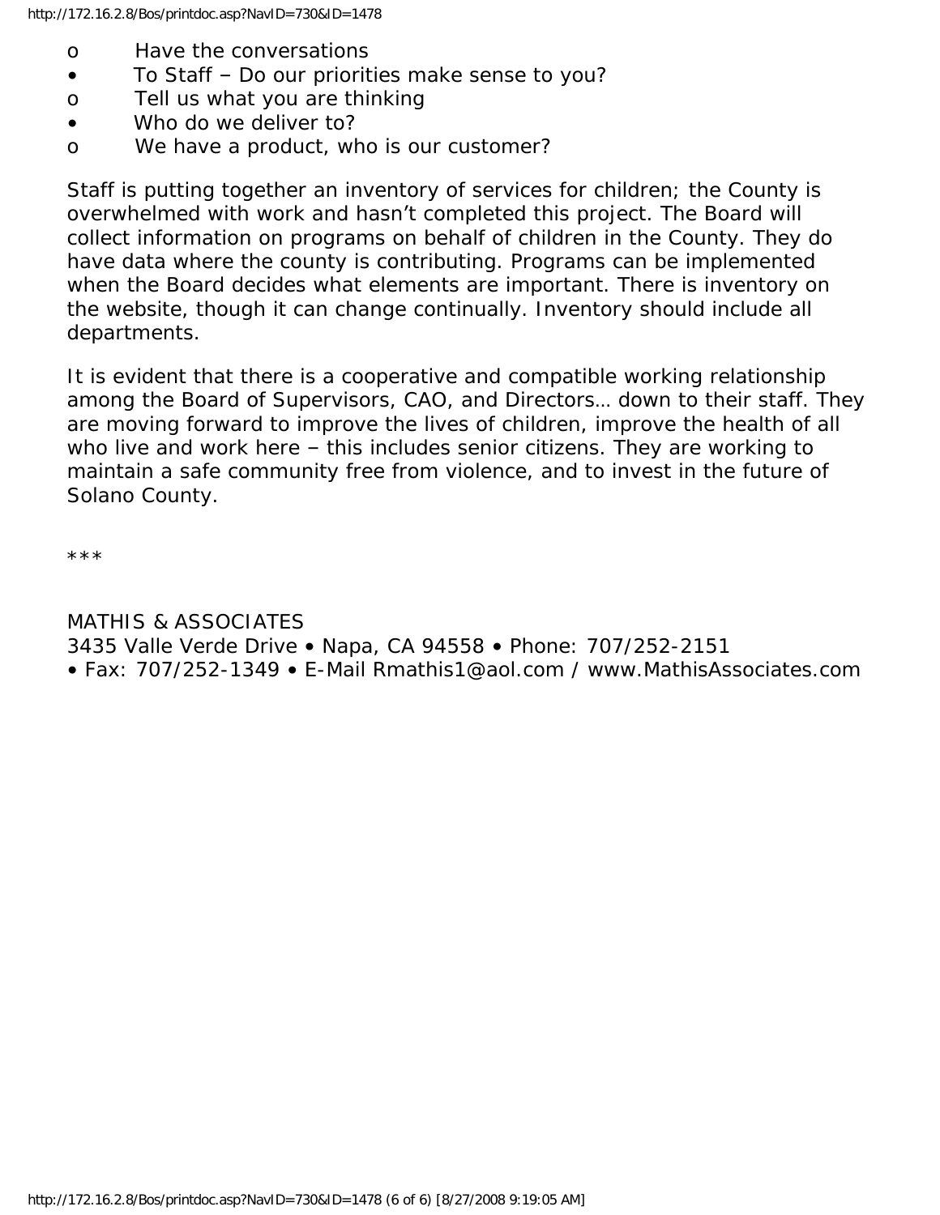- Have the conversations
- To Staff – Do our priorities make sense to you?
  - Tell us what you are thinking
- Who do we deliver to?
  - We have a product, who is our customer?

Staff is putting together an inventory of services for children; the County is overwhelmed with work and hasn't completed this project. The Board will collect information on programs on behalf of children in the County. They do have data where the county is contributing. Programs can be implemented when the Board decides what elements are important. There is inventory on the website, though it can change continually. Inventory should include all departments.

It is evident that there is a cooperative and compatible working relationship among the Board of Supervisors, CAO, and Directors… down to their staff. They are moving forward to improve the lives of children, improve the health of all who live and work here – this includes senior citizens. They are working to maintain a safe community free from violence, and to invest in the future of Solano County.

***

MATHIS & ASSOCIATES
3435 Valle Verde Drive • Napa, CA 94558 • Phone: 707/252-2151
• Fax: 707/252-1349 • E-Mail Rmathis1@aol.com / www.MathisAssociates.com